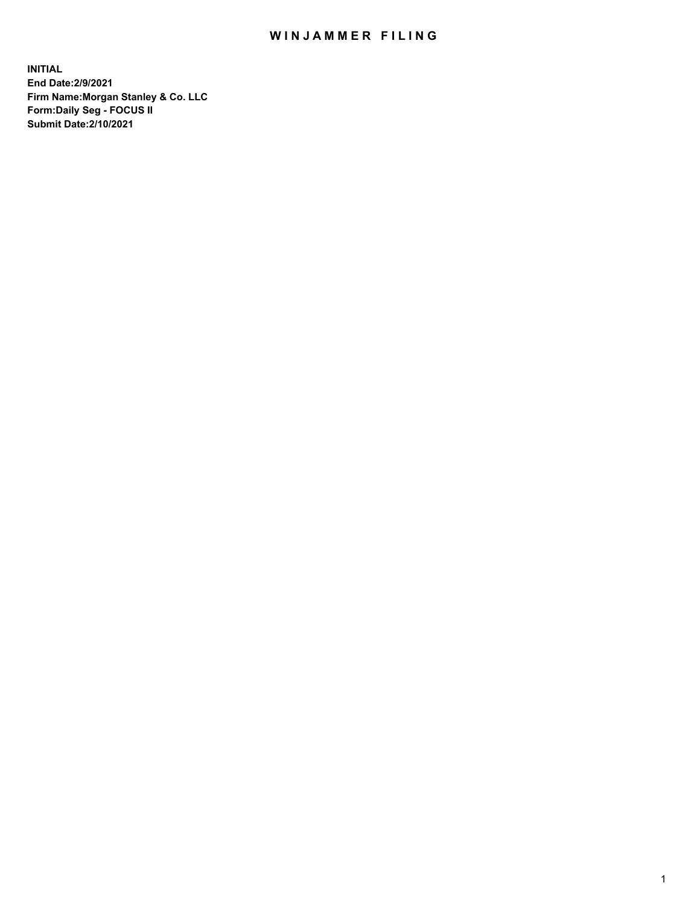# WINJAMMER FILING

**INITIAL**
**End Date:2/9/2021**
**Firm Name:Morgan Stanley & Co. LLC**
**Form:Daily Seg - FOCUS II**
**Submit Date:2/10/2021**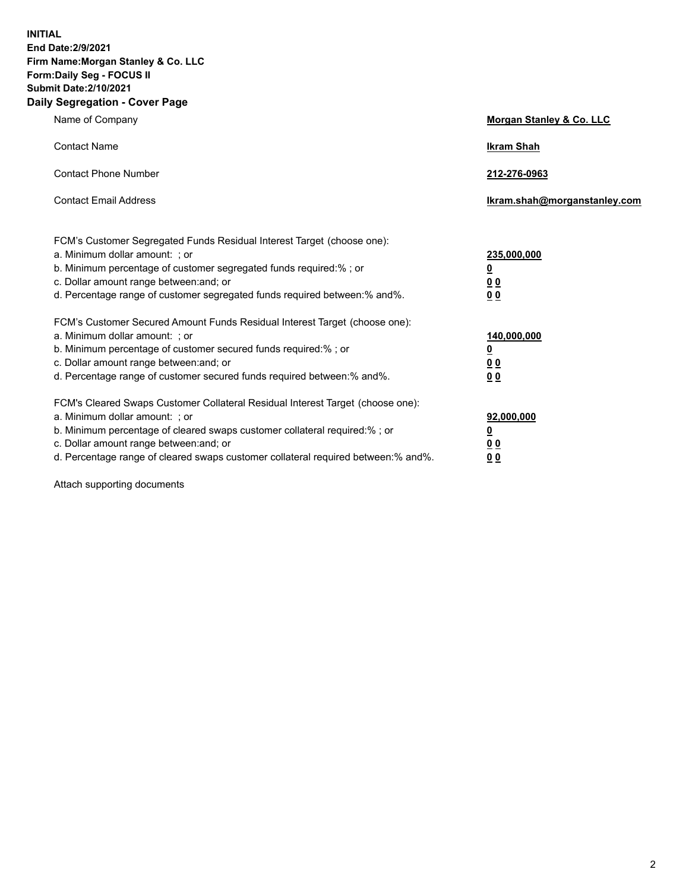**INITIAL**
**End Date:2/9/2021**
**Firm Name:Morgan Stanley & Co. LLC**
**Form:Daily Seg - FOCUS II**
**Submit Date:2/10/2021**

## Daily Segregation - Cover Page

| | |
|---|---|
| Name of Company | **Morgan Stanley & Co. LLC** |
| Contact Name | **Ikram Shah** |
| Contact Phone Number | **212-276-0963** |
| Contact Email Address | **Ikram.shah@morganstanley.com** |

| | |
|---|---|
| FCM's Customer Segregated Funds Residual Interest Target (choose one): | |
| a. Minimum dollar amount: ; or | **235,000,000** |
| b. Minimum percentage of customer segregated funds required:% ; or | **0** |
| c. Dollar amount range between:and; or | **0 0** |
| d. Percentage range of customer segregated funds required between:% and%. | **0 0** |

| | |
|---|---|
| FCM's Customer Secured Amount Funds Residual Interest Target (choose one): | |
| a. Minimum dollar amount: ; or | **140,000,000** |
| b. Minimum percentage of customer secured funds required:% ; or | **0** |
| c. Dollar amount range between:and; or | **0 0** |
| d. Percentage range of customer secured funds required between:% and%. | **0 0** |

| | |
|---|---|
| FCM's Cleared Swaps Customer Collateral Residual Interest Target (choose one): | |
| a. Minimum dollar amount: ; or | **92,000,000** |
| b. Minimum percentage of cleared swaps customer collateral required:% ; or | **0** |
| c. Dollar amount range between:and; or | **0 0** |
| d. Percentage range of cleared swaps customer collateral required between:% and%. | **0 0** |

Attach supporting documents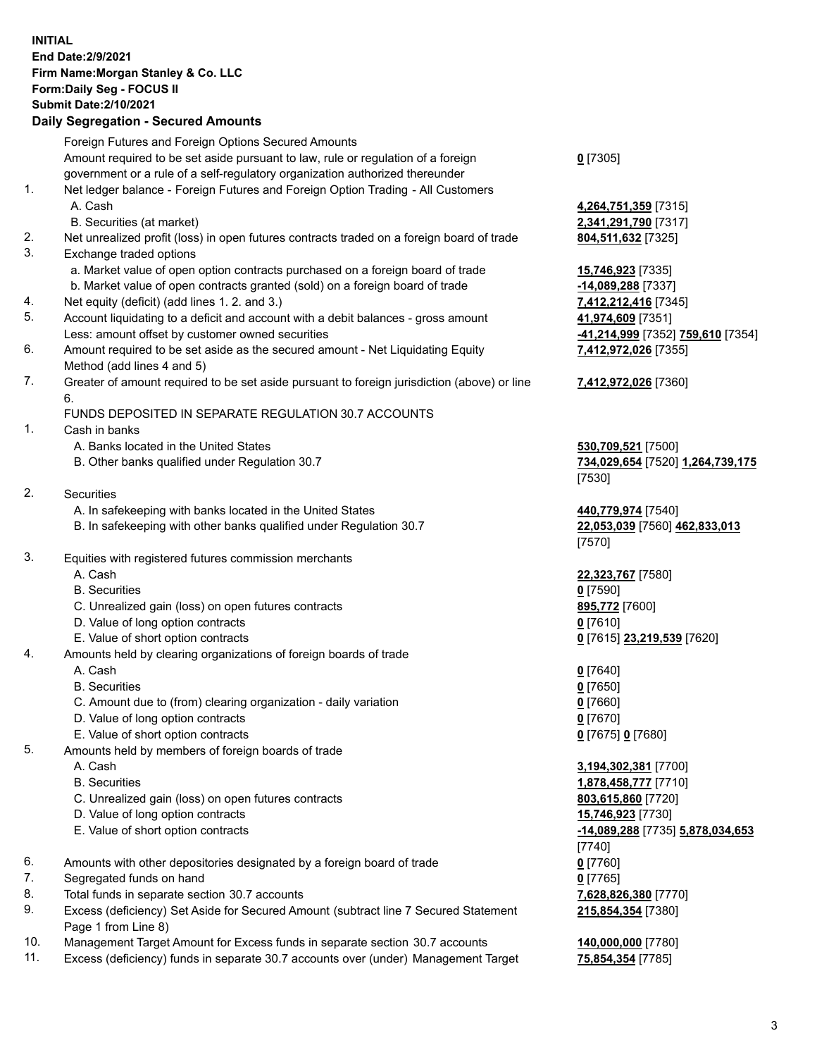**INITIAL**
**End Date:2/9/2021**
**Firm Name:Morgan Stanley & Co. LLC**
**Form:Daily Seg - FOCUS II**
**Submit Date:2/10/2021**

## Daily Segregation - Secured Amounts

| | | |
|---|---|---|
| | Foreign Futures and Foreign Options Secured Amounts | |
| | Amount required to be set aside pursuant to law, rule or regulation of a foreign government or a rule of a self-regulatory organization authorized thereunder | **0** [7305] |
| 1. | Net ledger balance - Foreign Futures and Foreign Option Trading - All Customers | |
| | A. Cash | **4,264,751,359** [7315] |
| | B. Securities (at market) | **2,341,291,790** [7317] |
| 2. | Net unrealized profit (loss) in open futures contracts traded on a foreign board of trade | **804,511,632** [7325] |
| 3. | Exchange traded options | |
| | a. Market value of open option contracts purchased on a foreign board of trade | **15,746,923** [7335] |
| | b. Market value of open contracts granted (sold) on a foreign board of trade | **-14,089,288** [7337] |
| 4. | Net equity (deficit) (add lines 1. 2. and 3.) | **7,412,212,416** [7345] |
| 5. | Account liquidating to a deficit and account with a debit balances - gross amount | **41,974,609** [7351] |
| | Less: amount offset by customer owned securities | **-41,214,999** [7352] **759,610** [7354] |
| 6. | Amount required to be set aside as the secured amount - Net Liquidating Equity Method (add lines 4 and 5) | **7,412,972,026** [7355] |
| 7. | Greater of amount required to be set aside pursuant to foreign jurisdiction (above) or line 6. | **7,412,972,026** [7360] |
| | FUNDS DEPOSITED IN SEPARATE REGULATION 30.7 ACCOUNTS | |
| 1. | Cash in banks | |
| | A. Banks located in the United States | **530,709,521** [7500] |
| | B. Other banks qualified under Regulation 30.7 | **734,029,654** [7520] **1,264,739,175** [7530] |
| 2. | Securities | |
| | A. In safekeeping with banks located in the United States | **440,779,974** [7540] |
| | B. In safekeeping with other banks qualified under Regulation 30.7 | **22,053,039** [7560] **462,833,013** [7570] |
| 3. | Equities with registered futures commission merchants | |
| | A. Cash | **22,323,767** [7580] |
| | B. Securities | **0** [7590] |
| | C. Unrealized gain (loss) on open futures contracts | **895,772** [7600] |
| | D. Value of long option contracts | **0** [7610] |
| | E. Value of short option contracts | **0** [7615] **23,219,539** [7620] |
| 4. | Amounts held by clearing organizations of foreign boards of trade | |
| | A. Cash | **0** [7640] |
| | B. Securities | **0** [7650] |
| | C. Amount due to (from) clearing organization - daily variation | **0** [7660] |
| | D. Value of long option contracts | **0** [7670] |
| | E. Value of short option contracts | **0** [7675] **0** [7680] |
| 5. | Amounts held by members of foreign boards of trade | |
| | A. Cash | **3,194,302,381** [7700] |
| | B. Securities | **1,878,458,777** [7710] |
| | C. Unrealized gain (loss) on open futures contracts | **803,615,860** [7720] |
| | D. Value of long option contracts | **15,746,923** [7730] |
| | E. Value of short option contracts | **-14,089,288** [7735] **5,878,034,653** [7740] |
| 6. | Amounts with other depositories designated by a foreign board of trade | **0** [7760] |
| 7. | Segregated funds on hand | **0** [7765] |
| 8. | Total funds in separate section 30.7 accounts | **7,628,826,380** [7770] |
| 9. | Excess (deficiency) Set Aside for Secured Amount (subtract line 7 Secured Statement Page 1 from Line 8) | **215,854,354** [7380] |
| 10. | Management Target Amount for Excess funds in separate section 30.7 accounts | **140,000,000** [7780] |
| 11. | Excess (deficiency) funds in separate 30.7 accounts over (under) Management Target | **75,854,354** [7785] |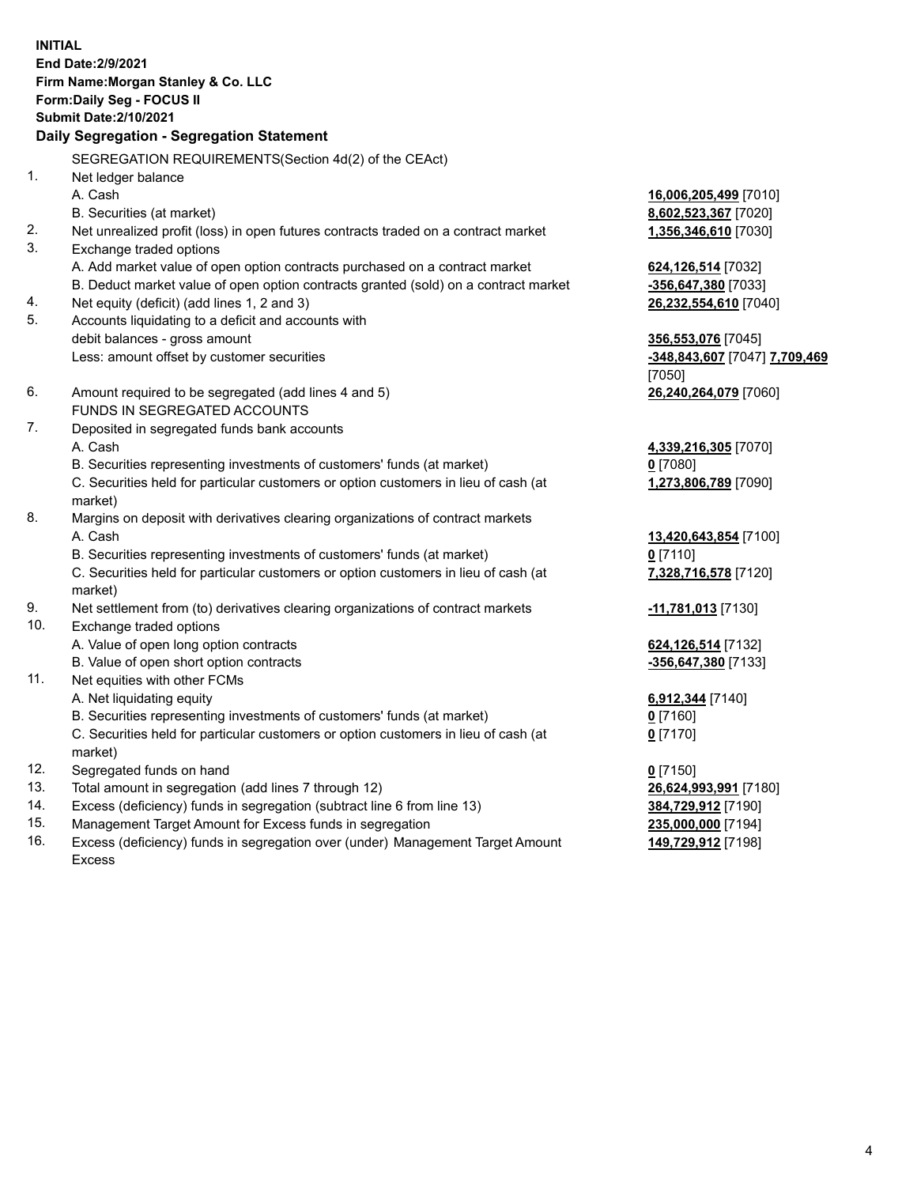**INITIAL**
**End Date:2/9/2021**
**Firm Name:Morgan Stanley & Co. LLC**
**Form:Daily Seg - FOCUS II**
**Submit Date:2/10/2021**

**Daily Segregation - Segregation Statement**

SEGREGATION REQUIREMENTS(Section 4d(2) of the CEAct)

| | | |
|---|---|---|
| 1. | Net ledger balance | |
| | A. Cash | **16,006,205,499** [7010] |
| | B. Securities (at market) | **8,602,523,367** [7020] |
| 2. | Net unrealized profit (loss) in open futures contracts traded on a contract market | **1,356,346,610** [7030] |
| 3. | Exchange traded options | |
| | A. Add market value of open option contracts purchased on a contract market | **624,126,514** [7032] |
| | B. Deduct market value of open option contracts granted (sold) on a contract market | **-356,647,380** [7033] |
| 4. | Net equity (deficit) (add lines 1, 2 and 3) | **26,232,554,610** [7040] |
| 5. | Accounts liquidating to a deficit and accounts with debit balances - gross amount | **356,553,076** [7045] |
| | Less: amount offset by customer securities | **-348,843,607** [7047] **7,709,469** [7050] |
| 6. | Amount required to be segregated (add lines 4 and 5) | **26,240,264,079** [7060] |
| | FUNDS IN SEGREGATED ACCOUNTS | |
| 7. | Deposited in segregated funds bank accounts | |
| | A. Cash | **4,339,216,305** [7070] |
| | B. Securities representing investments of customers' funds (at market) | **0** [7080] |
| | C. Securities held for particular customers or option customers in lieu of cash (at market) | **1,273,806,789** [7090] |
| 8. | Margins on deposit with derivatives clearing organizations of contract markets | |
| | A. Cash | **13,420,643,854** [7100] |
| | B. Securities representing investments of customers' funds (at market) | **0** [7110] |
| | C. Securities held for particular customers or option customers in lieu of cash (at market) | **7,328,716,578** [7120] |
| 9. | Net settlement from (to) derivatives clearing organizations of contract markets | **-11,781,013** [7130] |
| 10. | Exchange traded options | |
| | A. Value of open long option contracts | **624,126,514** [7132] |
| | B. Value of open short option contracts | **-356,647,380** [7133] |
| 11. | Net equities with other FCMs | |
| | A. Net liquidating equity | **6,912,344** [7140] |
| | B. Securities representing investments of customers' funds (at market) | **0** [7160] |
| | C. Securities held for particular customers or option customers in lieu of cash (at market) | **0** [7170] |
| 12. | Segregated funds on hand | **0** [7150] |
| 13. | Total amount in segregation (add lines 7 through 12) | **26,624,993,991** [7180] |
| 14. | Excess (deficiency) funds in segregation (subtract line 6 from line 13) | **384,729,912** [7190] |
| 15. | Management Target Amount for Excess funds in segregation | **235,000,000** [7194] |
| 16. | Excess (deficiency) funds in segregation over (under) Management Target Amount Excess | **149,729,912** [7198] |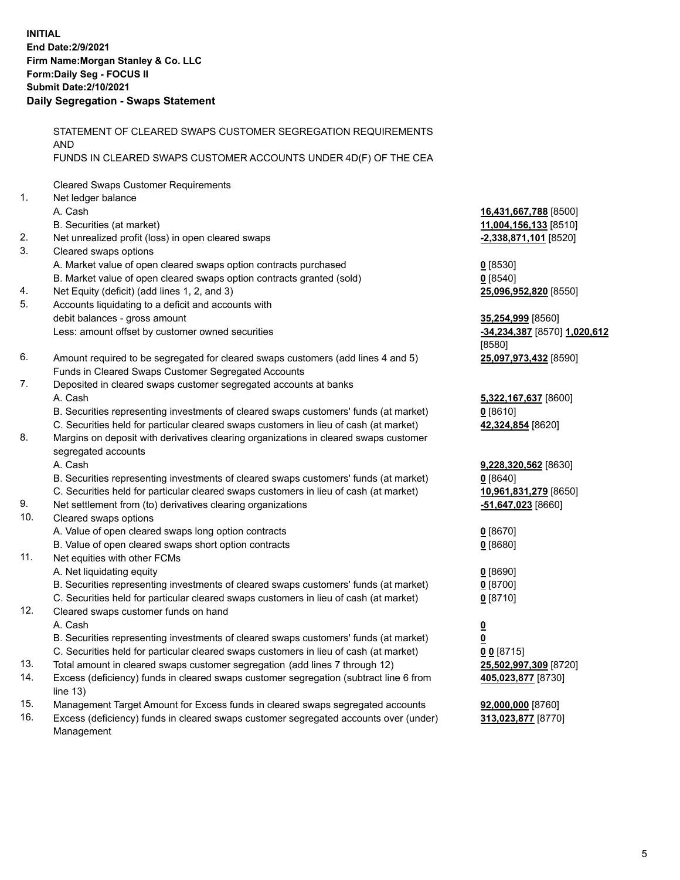**INITIAL**
**End Date:2/9/2021**
**Firm Name:Morgan Stanley & Co. LLC**
**Form:Daily Seg - FOCUS II**
**Submit Date:2/10/2021**
**Daily Segregation - Swaps Statement**

STATEMENT OF CLEARED SWAPS CUSTOMER SEGREGATION REQUIREMENTS AND FUNDS IN CLEARED SWAPS CUSTOMER ACCOUNTS UNDER 4D(F) OF THE CEA

| | | |
|---|---|---|
| | Cleared Swaps Customer Requirements | |
| 1. | Net ledger balance | |
| | A. Cash | **16,431,667,788** [8500] |
| | B. Securities (at market) | **11,004,156,133** [8510] |
| 2. | Net unrealized profit (loss) in open cleared swaps | **-2,338,871,101** [8520] |
| 3. | Cleared swaps options | |
| | A. Market value of open cleared swaps option contracts purchased | **0** [8530] |
| | B. Market value of open cleared swaps option contracts granted (sold) | **0** [8540] |
| 4. | Net Equity (deficit) (add lines 1, 2, and 3) | **25,096,952,820** [8550] |
| 5. | Accounts liquidating to a deficit and accounts with debit balances - gross amount | **35,254,999** [8560] |
| | Less: amount offset by customer owned securities | **-34,234,387** [8570] **1,020,612** [8580] |
| 6. | Amount required to be segregated for cleared swaps customers (add lines 4 and 5) | **25,097,973,432** [8590] |
| | Funds in Cleared Swaps Customer Segregated Accounts | |
| 7. | Deposited in cleared swaps customer segregated accounts at banks | |
| | A. Cash | **5,322,167,637** [8600] |
| | B. Securities representing investments of cleared swaps customers' funds (at market) | **0** [8610] |
| | C. Securities held for particular cleared swaps customers in lieu of cash (at market) | **42,324,854** [8620] |
| 8. | Margins on deposit with derivatives clearing organizations in cleared swaps customer segregated accounts | |
| | A. Cash | **9,228,320,562** [8630] |
| | B. Securities representing investments of cleared swaps customers' funds (at market) | **0** [8640] |
| | C. Securities held for particular cleared swaps customers in lieu of cash (at market) | **10,961,831,279** [8650] |
| 9. | Net settlement from (to) derivatives clearing organizations | **-51,647,023** [8660] |
| 10. | Cleared swaps options | |
| | A. Value of open cleared swaps long option contracts | **0** [8670] |
| | B. Value of open cleared swaps short option contracts | **0** [8680] |
| 11. | Net equities with other FCMs | |
| | A. Net liquidating equity | **0** [8690] |
| | B. Securities representing investments of cleared swaps customers' funds (at market) | **0** [8700] |
| | C. Securities held for particular cleared swaps customers in lieu of cash (at market) | **0** [8710] |
| 12. | Cleared swaps customer funds on hand | |
| | A. Cash | **0** |
| | B. Securities representing investments of cleared swaps customers' funds (at market) | **0** |
| | C. Securities held for particular cleared swaps customers in lieu of cash (at market) | **0** **0** [8715] |
| 13. | Total amount in cleared swaps customer segregation (add lines 7 through 12) | **25,502,997,309** [8720] |
| 14. | Excess (deficiency) funds in cleared swaps customer segregation (subtract line 6 from line 13) | **405,023,877** [8730] |
| 15. | Management Target Amount for Excess funds in cleared swaps segregated accounts | **92,000,000** [8760] |
| 16. | Excess (deficiency) funds in cleared swaps customer segregated accounts over (under) Management | **313,023,877** [8770] |